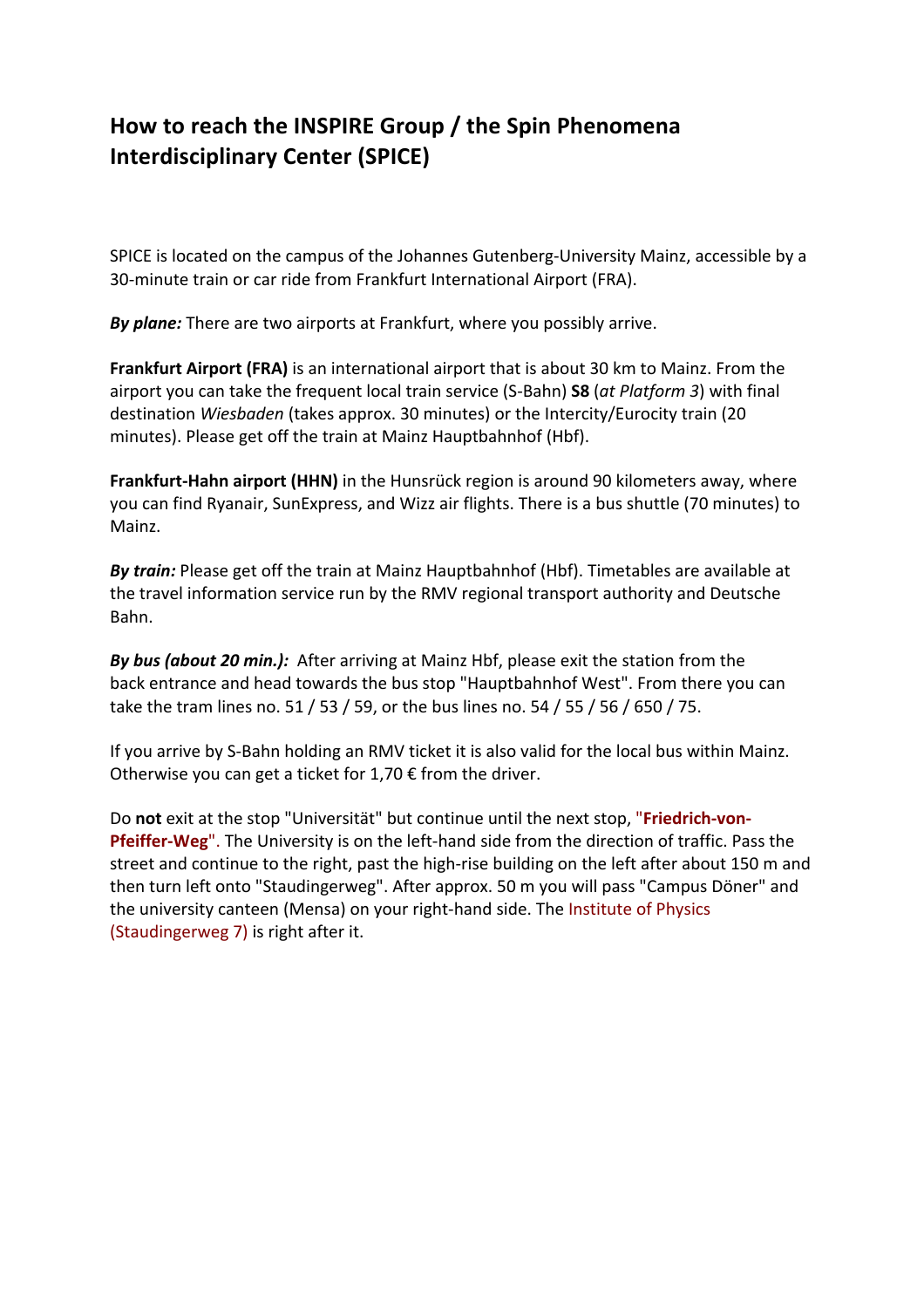# How to reach the INSPIRE Group / the Spin Phenomena Interdisciplinary Center (SPICE)

SPICE is located on the campus of the Johannes Gutenberg-University Mainz, accessible by a 30-minute train or car ride from Frankfurt International Airport (FRA).

***By plane:*** There are two airports at Frankfurt, where you possibly arrive.

**Frankfurt Airport (FRA)** is an international airport that is about 30 km to Mainz. From the airport you can take the frequent local train service (S-Bahn) **S8** (*at Platform 3*) with final destination *Wiesbaden* (takes approx. 30 minutes) or the Intercity/Eurocity train (20 minutes). Please get off the train at Mainz Hauptbahnhof (Hbf).

**Frankfurt-Hahn airport (HHN)** in the Hunsrück region is around 90 kilometers away, where you can find Ryanair, SunExpress, and Wizz air flights. There is a bus shuttle (70 minutes) to Mainz.

***By train:*** Please get off the train at Mainz Hauptbahnhof (Hbf). Timetables are available at the travel information service run by the RMV regional transport authority and Deutsche Bahn.

***By bus (about 20 min.):*** After arriving at Mainz Hbf, please exit the station from the back entrance and head towards the bus stop "Hauptbahnhof West". From there you can take the tram lines no. 51 / 53 / 59, or the bus lines no. 54 / 55 / 56 / 650 / 75.

If you arrive by S-Bahn holding an RMV ticket it is also valid for the local bus within Mainz. Otherwise you can get a ticket for 1,70 € from the driver.

Do **not** exit at the stop "Universität" but continue until the next stop, "**Friedrich-von-Pfeiffer-Weg**". The University is on the left-hand side from the direction of traffic. Pass the street and continue to the right, past the high-rise building on the left after about 150 m and then turn left onto "Staudingerweg". After approx. 50 m you will pass "Campus Döner" and the university canteen (Mensa) on your right-hand side. The Institute of Physics (Staudingerweg 7) is right after it.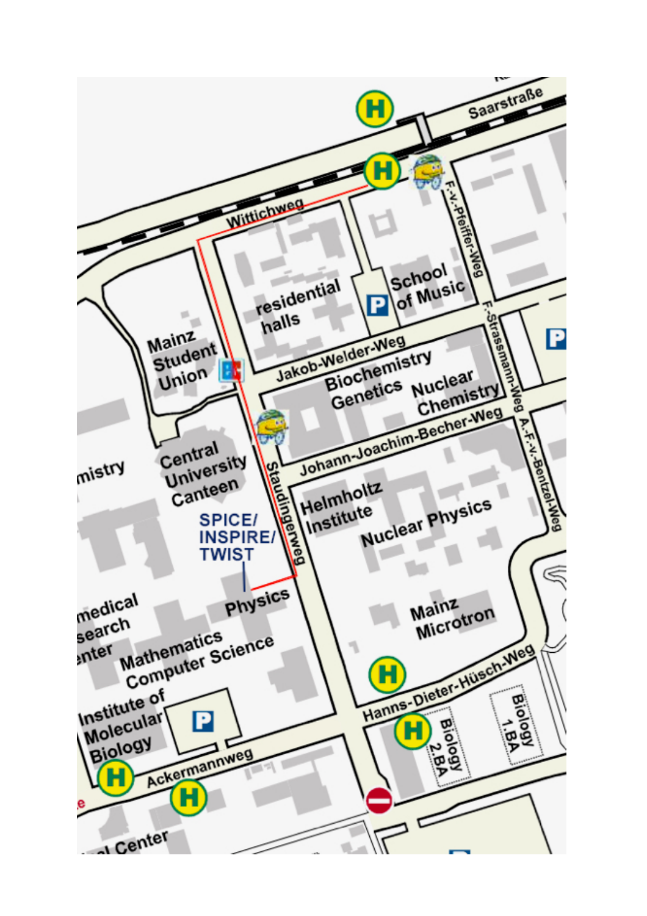Saarstraße

Wittichweg

F.-v.-Pfeiffer-Weg

residential halls

School of Music

Mainz Student Union

Jakob-Welder-Weg

F.-Strassmann-Weg

Biochemistry

Genetics

Nuclear Chemistry

Johann-Joachim-Becher-Weg

A.-F.-v.-Bentzel-Weg

mistry

Central University Canteen

Staudingerweg

Helmholtz Institute

Nuclear Physics

SPICE/ INSPIRE/ TWIST

Physics

medical search enter

Mathematics

Computer Science

Mainz Microtron

Institute of Molecular Biology

Hanns-Dieter-Hüsch-Weg

Biology 2.BA

Biology 1.BA

Ackermannweg

al Center